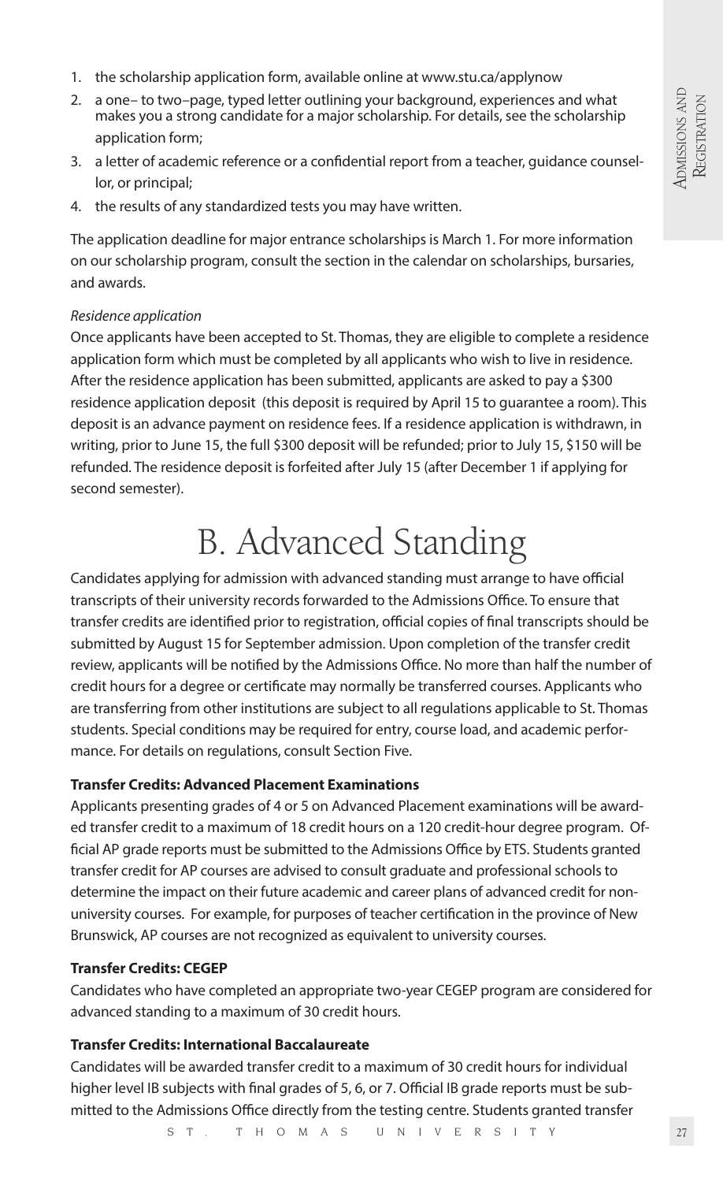1. the scholarship application form, available online at www.stu.ca/applynow
2. a one– to two–page, typed letter outlining your background, experiences and what makes you a strong candidate for a major scholarship. For details, see the scholarship application form;
3. a letter of academic reference or a confidential report from a teacher, guidance counsellor, or principal;
4. the results of any standardized tests you may have written.

The application deadline for major entrance scholarships is March 1. For more information on our scholarship program, consult the section in the calendar on scholarships, bursaries, and awards.

*Residence application*

Once applicants have been accepted to St. Thomas, they are eligible to complete a residence application form which must be completed by all applicants who wish to live in residence. After the residence application has been submitted, applicants are asked to pay a $300 residence application deposit (this deposit is required by April 15 to guarantee a room). This deposit is an advance payment on residence fees. If a residence application is withdrawn, in writing, prior to June 15, the full $300 deposit will be refunded; prior to July 15, $150 will be refunded. The residence deposit is forfeited after July 15 (after December 1 if applying for second semester).

# B. Advanced Standing

Candidates applying for admission with advanced standing must arrange to have official transcripts of their university records forwarded to the Admissions Office. To ensure that transfer credits are identified prior to registration, official copies of final transcripts should be submitted by August 15 for September admission. Upon completion of the transfer credit review, applicants will be notified by the Admissions Office. No more than half the number of credit hours for a degree or certificate may normally be transferred courses. Applicants who are transferring from other institutions are subject to all regulations applicable to St. Thomas students. Special conditions may be required for entry, course load, and academic performance. For details on regulations, consult Section Five.

**Transfer Credits: Advanced Placement Examinations**

Applicants presenting grades of 4 or 5 on Advanced Placement examinations will be awarded transfer credit to a maximum of 18 credit hours on a 120 credit-hour degree program. Official AP grade reports must be submitted to the Admissions Office by ETS. Students granted transfer credit for AP courses are advised to consult graduate and professional schools to determine the impact on their future academic and career plans of advanced credit for non-university courses. For example, for purposes of teacher certification in the province of New Brunswick, AP courses are not recognized as equivalent to university courses.

**Transfer Credits: CEGEP**

Candidates who have completed an appropriate two-year CEGEP program are considered for advanced standing to a maximum of 30 credit hours.

**Transfer Credits: International Baccalaureate**

Candidates will be awarded transfer credit to a maximum of 30 credit hours for individual higher level IB subjects with final grades of 5, 6, or 7. Official IB grade reports must be submitted to the Admissions Office directly from the testing centre. Students granted transfer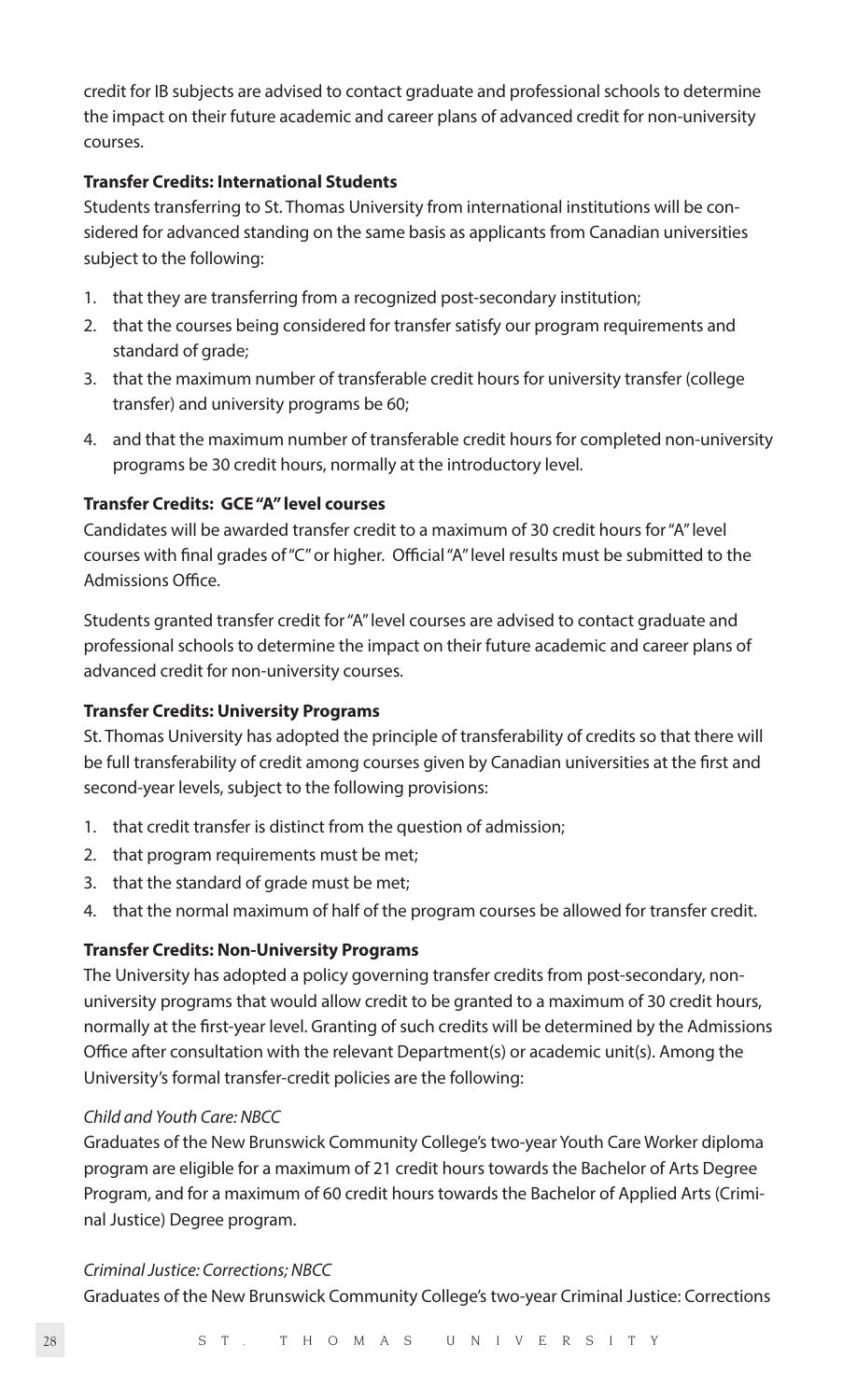credit for IB subjects are advised to contact graduate and professional schools to determine the impact on their future academic and career plans of advanced credit for non-university courses.

**Transfer Credits: International Students**

Students transferring to St. Thomas University from international institutions will be considered for advanced standing on the same basis as applicants from Canadian universities subject to the following:

1. that they are transferring from a recognized post-secondary institution;
2. that the courses being considered for transfer satisfy our program requirements and standard of grade;
3. that the maximum number of transferable credit hours for university transfer (college transfer) and university programs be 60;
4. and that the maximum number of transferable credit hours for completed non-university programs be 30 credit hours, normally at the introductory level.

**Transfer Credits: GCE "A" level courses**

Candidates will be awarded transfer credit to a maximum of 30 credit hours for "A" level courses with final grades of "C" or higher. Official "A" level results must be submitted to the Admissions Office.

Students granted transfer credit for "A" level courses are advised to contact graduate and professional schools to determine the impact on their future academic and career plans of advanced credit for non-university courses.

**Transfer Credits: University Programs**

St. Thomas University has adopted the principle of transferability of credits so that there will be full transferability of credit among courses given by Canadian universities at the first and second-year levels, subject to the following provisions:

1. that credit transfer is distinct from the question of admission;
2. that program requirements must be met;
3. that the standard of grade must be met;
4. that the normal maximum of half of the program courses be allowed for transfer credit.

**Transfer Credits: Non-University Programs**

The University has adopted a policy governing transfer credits from post-secondary, non-university programs that would allow credit to be granted to a maximum of 30 credit hours, normally at the first-year level. Granting of such credits will be determined by the Admissions Office after consultation with the relevant Department(s) or academic unit(s). Among the University's formal transfer-credit policies are the following:

*Child and Youth Care: NBCC*

Graduates of the New Brunswick Community College's two-year Youth Care Worker diploma program are eligible for a maximum of 21 credit hours towards the Bachelor of Arts Degree Program, and for a maximum of 60 credit hours towards the Bachelor of Applied Arts (Criminal Justice) Degree program.

*Criminal Justice: Corrections; NBCC*

Graduates of the New Brunswick Community College's two-year Criminal Justice: Corrections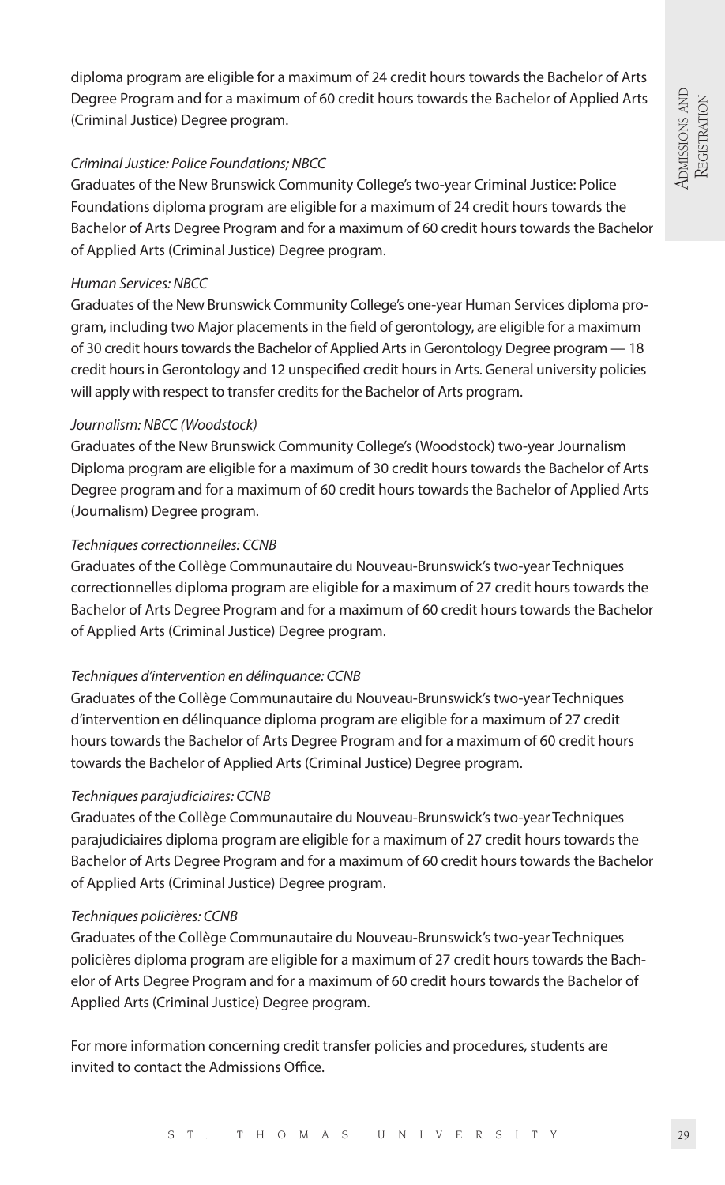diploma program are eligible for a maximum of 24 credit hours towards the Bachelor of Arts Degree Program and for a maximum of 60 credit hours towards the Bachelor of Applied Arts (Criminal Justice) Degree program.

*Criminal Justice: Police Foundations; NBCC*

Graduates of the New Brunswick Community College's two-year Criminal Justice: Police Foundations diploma program are eligible for a maximum of 24 credit hours towards the Bachelor of Arts Degree Program and for a maximum of 60 credit hours towards the Bachelor of Applied Arts (Criminal Justice) Degree program.

*Human Services: NBCC*

Graduates of the New Brunswick Community College's one-year Human Services diploma program, including two Major placements in the field of gerontology, are eligible for a maximum of 30 credit hours towards the Bachelor of Applied Arts in Gerontology Degree program — 18 credit hours in Gerontology and 12 unspecified credit hours in Arts. General university policies will apply with respect to transfer credits for the Bachelor of Arts program.

*Journalism: NBCC (Woodstock)*

Graduates of the New Brunswick Community College's (Woodstock) two-year Journalism Diploma program are eligible for a maximum of 30 credit hours towards the Bachelor of Arts Degree program and for a maximum of 60 credit hours towards the Bachelor of Applied Arts (Journalism) Degree program.

*Techniques correctionnelles: CCNB*

Graduates of the Collège Communautaire du Nouveau-Brunswick's two-year Techniques correctionnelles diploma program are eligible for a maximum of 27 credit hours towards the Bachelor of Arts Degree Program and for a maximum of 60 credit hours towards the Bachelor of Applied Arts (Criminal Justice) Degree program.

*Techniques d'intervention en délinquance: CCNB*

Graduates of the Collège Communautaire du Nouveau-Brunswick's two-year Techniques d'intervention en délinquance diploma program are eligible for a maximum of 27 credit hours towards the Bachelor of Arts Degree Program and for a maximum of 60 credit hours towards the Bachelor of Applied Arts (Criminal Justice) Degree program.

*Techniques parajudiciaires: CCNB*

Graduates of the Collège Communautaire du Nouveau-Brunswick's two-year Techniques parajudiciaires diploma program are eligible for a maximum of 27 credit hours towards the Bachelor of Arts Degree Program and for a maximum of 60 credit hours towards the Bachelor of Applied Arts (Criminal Justice) Degree program.

*Techniques policières: CCNB*

Graduates of the Collège Communautaire du Nouveau-Brunswick's two-year Techniques policières diploma program are eligible for a maximum of 27 credit hours towards the Bachelor of Arts Degree Program and for a maximum of 60 credit hours towards the Bachelor of Applied Arts (Criminal Justice) Degree program.

For more information concerning credit transfer policies and procedures, students are invited to contact the Admissions Office.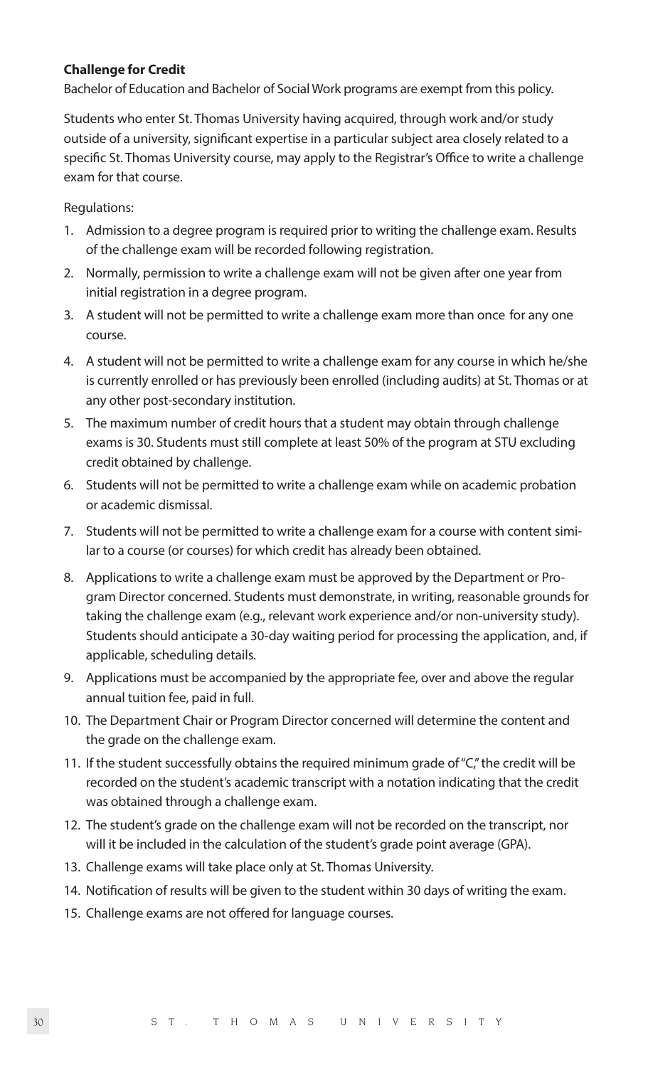**Challenge for Credit**

Bachelor of Education and Bachelor of Social Work programs are exempt from this policy.

Students who enter St. Thomas University having acquired, through work and/or study outside of a university, significant expertise in a particular subject area closely related to a specific St. Thomas University course, may apply to the Registrar's Office to write a challenge exam for that course.

Regulations:

1. Admission to a degree program is required prior to writing the challenge exam. Results of the challenge exam will be recorded following registration.
2. Normally, permission to write a challenge exam will not be given after one year from initial registration in a degree program.
3. A student will not be permitted to write a challenge exam more than once for any one course.
4. A student will not be permitted to write a challenge exam for any course in which he/she is currently enrolled or has previously been enrolled (including audits) at St. Thomas or at any other post-secondary institution.
5. The maximum number of credit hours that a student may obtain through challenge exams is 30. Students must still complete at least 50% of the program at STU excluding credit obtained by challenge.
6. Students will not be permitted to write a challenge exam while on academic probation or academic dismissal.
7. Students will not be permitted to write a challenge exam for a course with content similar to a course (or courses) for which credit has already been obtained.
8. Applications to write a challenge exam must be approved by the Department or Program Director concerned. Students must demonstrate, in writing, reasonable grounds for taking the challenge exam (e.g., relevant work experience and/or non-university study). Students should anticipate a 30-day waiting period for processing the application, and, if applicable, scheduling details.
9. Applications must be accompanied by the appropriate fee, over and above the regular annual tuition fee, paid in full.
10. The Department Chair or Program Director concerned will determine the content and the grade on the challenge exam.
11. If the student successfully obtains the required minimum grade of "C," the credit will be recorded on the student's academic transcript with a notation indicating that the credit was obtained through a challenge exam.
12. The student's grade on the challenge exam will not be recorded on the transcript, nor will it be included in the calculation of the student's grade point average (GPA).
13. Challenge exams will take place only at St. Thomas University.
14. Notification of results will be given to the student within 30 days of writing the exam.
15. Challenge exams are not offered for language courses.